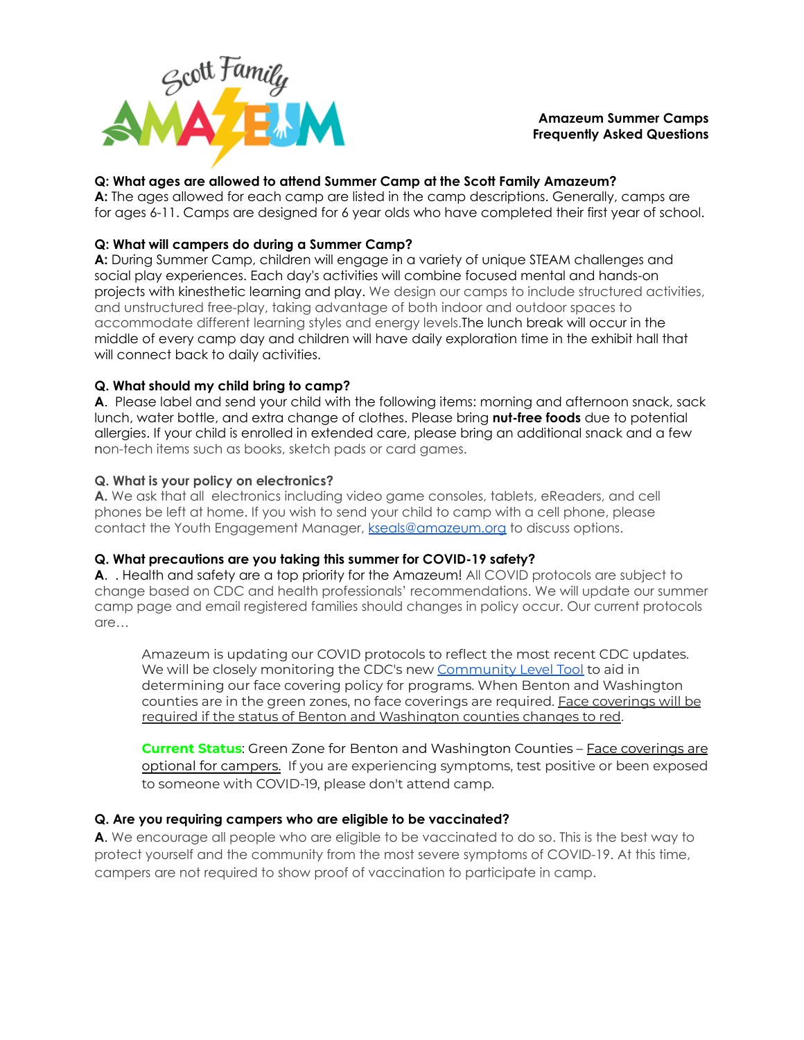**Amazeum Summer Camps**
**Frequently Asked Questions**

**Q: What ages are allowed to attend Summer Camp at the Scott Family Amazeum?**
**A:** The ages allowed for each camp are listed in the camp descriptions. Generally, camps are for ages 6-11. Camps are designed for 6 year olds who have completed their first year of school.

**Q: What will campers do during a Summer Camp?**
**A:** During Summer Camp, children will engage in a variety of unique STEAM challenges and social play experiences. Each day's activities will combine focused mental and hands-on projects with kinesthetic learning and play. We design our camps to include structured activities, and unstructured free-play, taking advantage of both indoor and outdoor spaces to accommodate different learning styles and energy levels.The lunch break will occur in the middle of every camp day and children will have daily exploration time in the exhibit hall that will connect back to daily activities.

**Q. What should my child bring to camp?**
**A.** Please label and send your child with the following items: morning and afternoon snack, sack lunch, water bottle, and extra change of clothes. Please bring **nut-free foods** due to potential allergies. If your child is enrolled in extended care, please bring an additional snack and a few non-tech items such as books, sketch pads or card games.

**Q. What is your policy on electronics?**
**A.** We ask that all electronics including video game consoles, tablets, eReaders, and cell phones be left at home. If you wish to send your child to camp with a cell phone, please contact the Youth Engagement Manager, kseals@amazeum.org to discuss options.

**Q. What precautions are you taking this summer for COVID-19 safety?**
**A.** . Health and safety are a top priority for the Amazeum! All COVID protocols are subject to change based on CDC and health professionals' recommendations. We will update our summer camp page and email registered families should changes in policy occur. Our current protocols are…

> Amazeum is updating our COVID protocols to reflect the most recent CDC updates. We will be closely monitoring the CDC's new Community Level Tool to aid in determining our face covering policy for programs. When Benton and Washington counties are in the green zones, no face coverings are required. Face coverings will be required if the status of Benton and Washington counties changes to red.
>
> **Current Status**: Green Zone for Benton and Washington Counties – Face coverings are optional for campers. If you are experiencing symptoms, test positive or been exposed to someone with COVID-19, please don't attend camp.

**Q. Are you requiring campers who are eligible to be vaccinated?**
**A**. We encourage all people who are eligible to be vaccinated to do so. This is the best way to protect yourself and the community from the most severe symptoms of COVID-19. At this time, campers are not required to show proof of vaccination to participate in camp.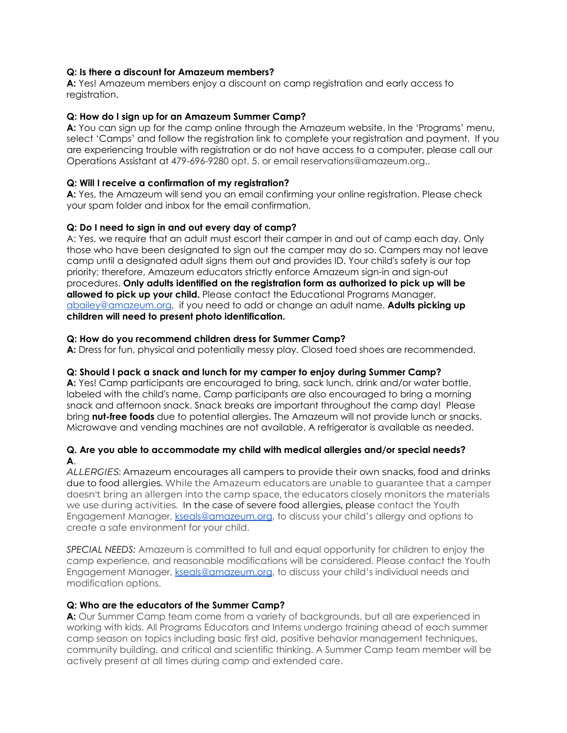**Q: Is there a discount for Amazeum members?**
**A:** Yes! Amazeum members enjoy a discount on camp registration and early access to registration.

**Q: How do I sign up for an Amazeum Summer Camp?**
**A:** You can sign up for the camp online through the Amazeum website. In the 'Programs' menu, select 'Camps' and follow the registration link to complete your registration and payment. If you are experiencing trouble with registration or do not have access to a computer, please call our Operations Assistant at 479-696-9280 opt. 5. or email reservations@amazeum.org..

**Q: Will I receive a confirmation of my registration?**
**A:** Yes, the Amazeum will send you an email confirming your online registration. Please check your spam folder and inbox for the email confirmation.

**Q: Do I need to sign in and out every day of camp?**
A: Yes, we require that an adult must escort their camper in and out of camp each day. Only those who have been designated to sign out the camper may do so. Campers may not leave camp until a designated adult signs them out and provides ID. Your child's safety is our top priority; therefore, Amazeum educators strictly enforce Amazeum sign-in and sign-out procedures. **Only adults identified on the registration form as authorized to pick up will be allowed to pick up your child.** Please contact the Educational Programs Manager, abailey@amazeum.org, if you need to add or change an adult name. **Adults picking up children will need to present photo identification.**

**Q: How do you recommend children dress for Summer Camp?**
**A:** Dress for fun, physical and potentially messy play. Closed toed shoes are recommended.

**Q: Should I pack a snack and lunch for my camper to enjoy during Summer Camp?**
**A:** Yes! Camp participants are encouraged to bring, sack lunch, drink and/or water bottle, labeled with the child's name. Camp participants are also encouraged to bring a morning snack and afternoon snack. Snack breaks are important throughout the camp day! Please bring **nut-free foods** due to potential allergies. The Amazeum will not provide lunch or snacks. Microwave and vending machines are not available. A refrigerator is available as needed.

**Q. Are you able to accommodate my child with medical allergies and/or special needs?**
**A**.
*ALLERGIES*: Amazeum encourages all campers to provide their own snacks, food and drinks due to food allergies. While the Amazeum educators are unable to guarantee that a camper doesn't bring an allergen into the camp space, the educators closely monitors the materials we use during activities. In the case of severe food allergies, please contact the Youth Engagement Manager, kseals@amazeum.org, to discuss your child's allergy and options to create a safe environment for your child.

*SPECIAL NEEDS:* Amazeum is committed to full and equal opportunity for children to enjoy the camp experience, and reasonable modifications will be considered. Please contact the Youth Engagement Manager, kseals@amazeum.org, to discuss your child's individual needs and modification options.

**Q: Who are the educators of the Summer Camp?**
**A:** Our Summer Camp team come from a variety of backgrounds, but all are experienced in working with kids. All Programs Educators and Interns undergo training ahead of each summer camp season on topics including basic first aid, positive behavior management techniques, community building, and critical and scientific thinking. A Summer Camp team member will be actively present at all times during camp and extended care.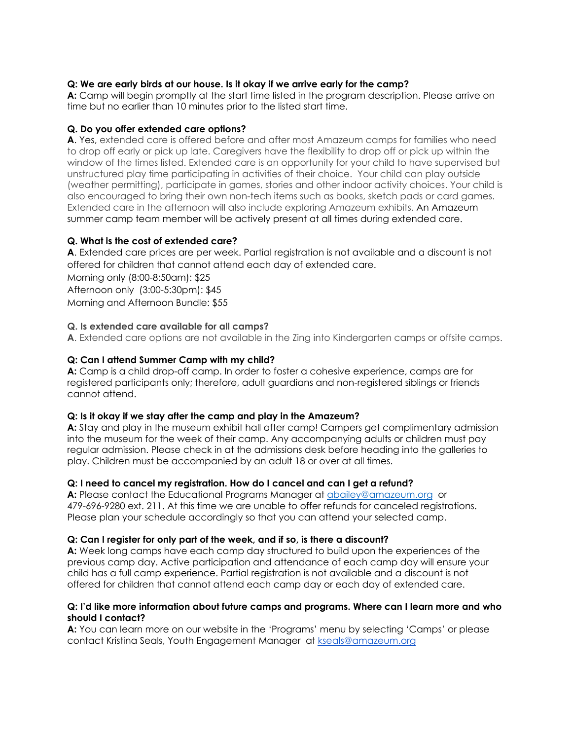**Q: We are early birds at our house. Is it okay if we arrive early for the camp?**
**A:** Camp will begin promptly at the start time listed in the program description. Please arrive on time but no earlier than 10 minutes prior to the listed start time.

**Q. Do you offer extended care options?**
**A**. Yes, extended care is offered before and after most Amazeum camps for families who need to drop off early or pick up late. Caregivers have the flexibility to drop off or pick up within the window of the times listed. Extended care is an opportunity for your child to have supervised but unstructured play time participating in activities of their choice. Your child can play outside (weather permitting), participate in games, stories and other indoor activity choices. Your child is also encouraged to bring their own non-tech items such as books, sketch pads or card games. Extended care in the afternoon will also include exploring Amazeum exhibits. An Amazeum summer camp team member will be actively present at all times during extended care.

**Q. What is the cost of extended care?**
**A**. Extended care prices are per week. Partial registration is not available and a discount is not offered for children that cannot attend each day of extended care.
Morning only (8:00-8:50am): $25
Afternoon only (3:00-5:30pm): $45
Morning and Afternoon Bundle: $55

**Q. Is extended care available for all camps?**
**A**. Extended care options are not available in the Zing into Kindergarten camps or offsite camps.

**Q: Can I attend Summer Camp with my child?**
**A:** Camp is a child drop-off camp. In order to foster a cohesive experience, camps are for registered participants only; therefore, adult guardians and non-registered siblings or friends cannot attend.

**Q: Is it okay if we stay after the camp and play in the Amazeum?**
**A:** Stay and play in the museum exhibit hall after camp! Campers get complimentary admission into the museum for the week of their camp. Any accompanying adults or children must pay regular admission. Please check in at the admissions desk before heading into the galleries to play. Children must be accompanied by an adult 18 or over at all times.

**Q: I need to cancel my registration. How do I cancel and can I get a refund?**
**A:** Please contact the Educational Programs Manager at abailey@amazeum.org or 479-696-9280 ext. 211. At this time we are unable to offer refunds for canceled registrations. Please plan your schedule accordingly so that you can attend your selected camp.

**Q: Can I register for only part of the week, and if so, is there a discount?**
**A:** Week long camps have each camp day structured to build upon the experiences of the previous camp day. Active participation and attendance of each camp day will ensure your child has a full camp experience. Partial registration is not available and a discount is not offered for children that cannot attend each camp day or each day of extended care.

**Q: I'd like more information about future camps and programs. Where can I learn more and who should I contact?**
**A:** You can learn more on our website in the 'Programs' menu by selecting 'Camps' or please contact Kristina Seals, Youth Engagement Manager at kseals@amazeum.org